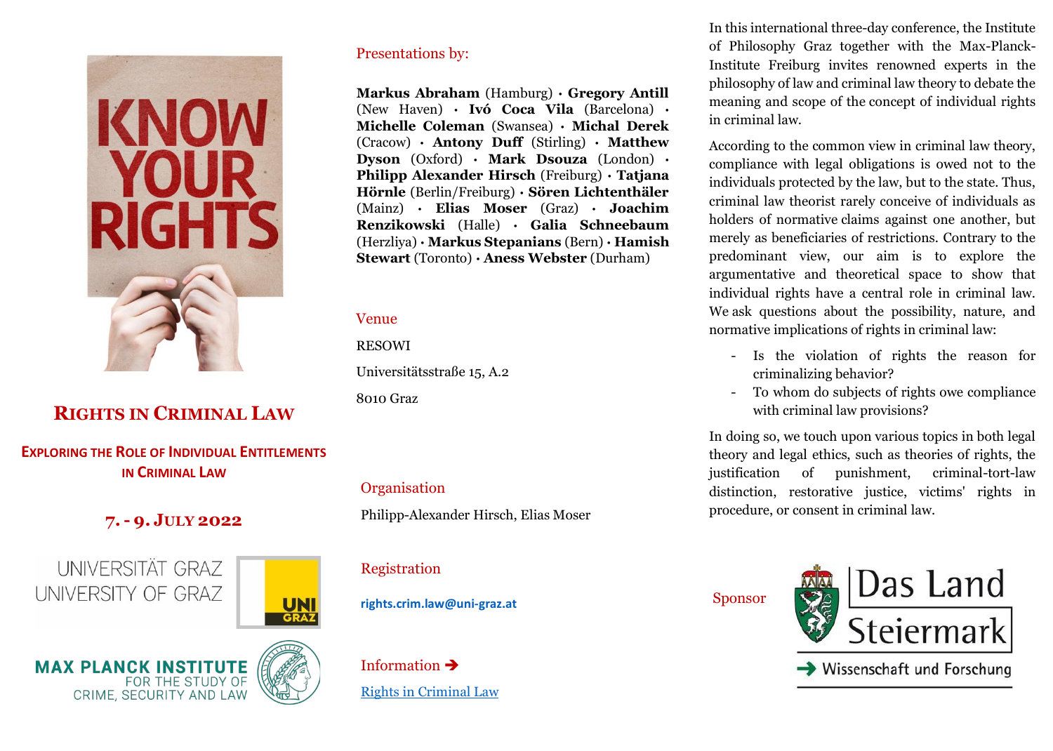# Rights in Criminal Law

## Exploring the Role of Individual Entitlements in Criminal Law

### 7. - 9. July 2022

UNIVERSITÄT GRAZ
UNIVERSITY OF GRAZ

MAX PLANCK INSTITUTE FOR THE STUDY OF CRIME, SECURITY AND LAW

## Presentations by:

**Markus Abraham** (Hamburg) • **Gregory Antill** (New Haven) • **Ivó Coca Vila** (Barcelona) • **Michelle Coleman** (Swansea) • **Michal Derek** (Cracow) • **Antony Duff** (Stirling) • **Matthew Dyson** (Oxford) • **Mark Dsouza** (London) • **Philipp Alexander Hirsch** (Freiburg) • **Tatjana Hörnle** (Berlin/Freiburg) • **Sören Lichtenthäler** (Mainz) • **Elias Moser** (Graz) • **Joachim Renzikowski** (Halle) • **Galia Schneebaum** (Herzliya) • **Markus Stepanians** (Bern) • **Hamish Stewart** (Toronto) • **Aness Webster** (Durham)

## Venue

RESOWI

Universitätsstraße 15, A.2

8010 Graz

## Organisation

Philipp-Alexander Hirsch, Elias Moser

## Registration

**rights.crim.law@uni-graz.at**

## Information ➔

[Rights in Criminal Law]

In this international three-day conference, the Institute of Philosophy Graz together with the Max-Planck-Institute Freiburg invites renowned experts in the philosophy of law and criminal law theory to debate the meaning and scope of the concept of individual rights in criminal law.

According to the common view in criminal law theory, compliance with legal obligations is owed not to the individuals protected by the law, but to the state. Thus, criminal law theorist rarely conceive of individuals as holders of normative claims against one another, but merely as beneficiaries of restrictions. Contrary to the predominant view, our aim is to explore the argumentative and theoretical space to show that individual rights have a central role in criminal law. We ask questions about the possibility, nature, and normative implications of rights in criminal law:

- Is the violation of rights the reason for criminalizing behavior?
- To whom do subjects of rights owe compliance with criminal law provisions?

In doing so, we touch upon various topics in both legal theory and legal ethics, such as theories of rights, the justification of punishment, criminal-tort-law distinction, restorative justice, victims' rights in procedure, or consent in criminal law.

Sponsor

Das Land Steiermark

➔ Wissenschaft und Forschung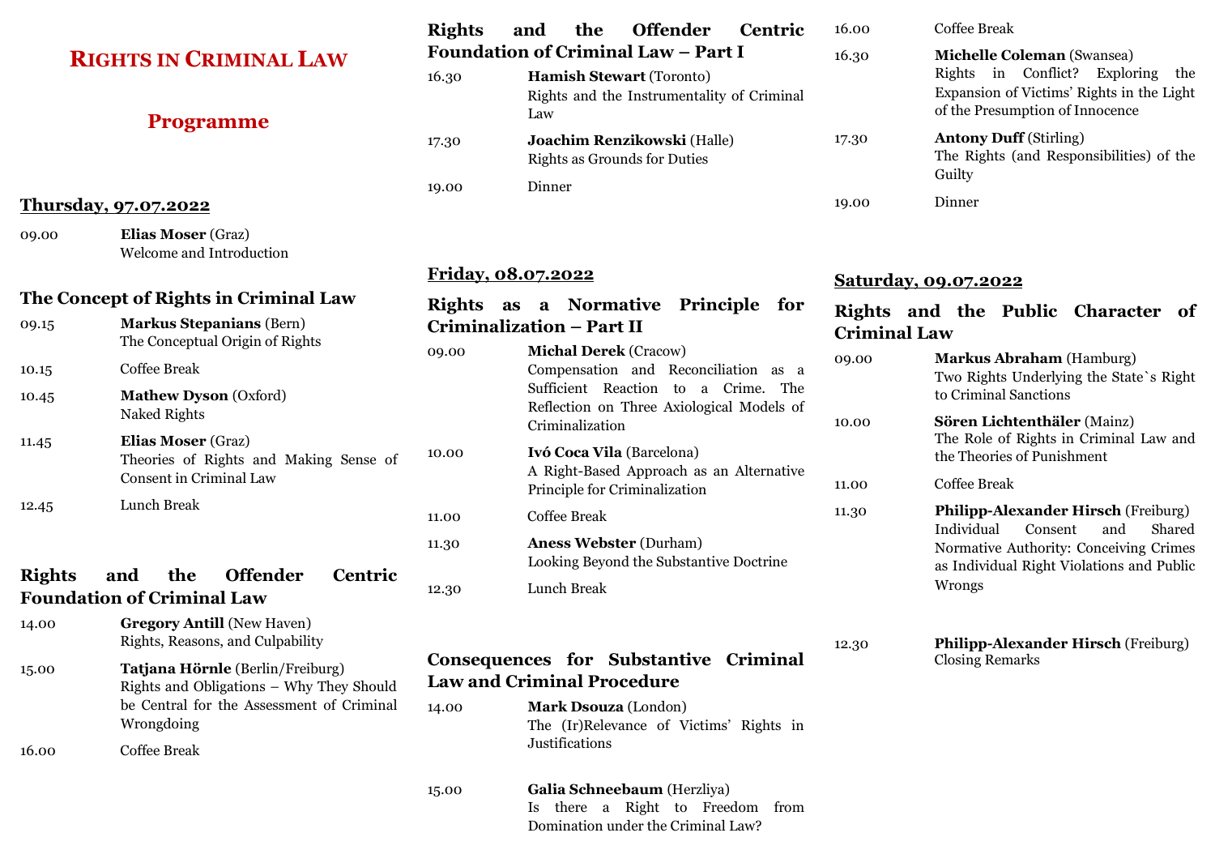# Rights in Criminal Law

## Programme

### Thursday, 07.07.2022

09.00 **Elias Moser** (Graz)
Welcome and Introduction

#### The Concept of Rights in Criminal Law

09.15 **Markus Stepanians** (Bern)
The Conceptual Origin of Rights

10.15 Coffee Break

10.45 **Mathew Dyson** (Oxford)
Naked Rights

11.45 **Elias Moser** (Graz)
Theories of Rights and Making Sense of Consent in Criminal Law

12.45 Lunch Break

#### Rights and the Offender Centric Foundation of Criminal Law

14.00 **Gregory Antill** (New Haven)
Rights, Reasons, and Culpability

15.00 **Tatjana Hörnle** (Berlin/Freiburg)
Rights and Obligations – Why They Should be Central for the Assessment of Criminal Wrongdoing

16.00 Coffee Break

#### Rights and the Offender Centric Foundation of Criminal Law – Part I

16.30 **Hamish Stewart** (Toronto)
Rights and the Instrumentality of Criminal Law

17.30 **Joachim Renzikowski** (Halle)
Rights as Grounds for Duties

19.00 Dinner

### Friday, 08.07.2022

#### Rights as a Normative Principle for Criminalization – Part II

09.00 **Michal Derek** (Cracow)
Compensation and Reconciliation as a Sufficient Reaction to a Crime. The Reflection on Three Axiological Models of Criminalization

10.00 **Ivó Coca Vila** (Barcelona)
A Right-Based Approach as an Alternative Principle for Criminalization

11.00 Coffee Break

11.30 **Aness Webster** (Durham)
Looking Beyond the Substantive Doctrine

12.30 Lunch Break

#### Consequences for Substantive Criminal Law and Criminal Procedure

14.00 **Mark Dsouza** (London)
The (Ir)Relevance of Victims' Rights in Justifications

15.00 **Galia Schneebaum** (Herzliya)
Is there a Right to Freedom from Domination under the Criminal Law?

16.00 Coffee Break

16.30 **Michelle Coleman** (Swansea)
Rights in Conflict? Exploring the Expansion of Victims' Rights in the Light of the Presumption of Innocence

17.30 **Antony Duff** (Stirling)
The Rights (and Responsibilities) of the Guilty

19.00 Dinner

### Saturday, 09.07.2022

#### Rights and the Public Character of Criminal Law

09.00 **Markus Abraham** (Hamburg)
Two Rights Underlying the State`s Right to Criminal Sanctions

10.00 **Sören Lichtenthäler** (Mainz)
The Role of Rights in Criminal Law and the Theories of Punishment

11.00 Coffee Break

11.30 **Philipp-Alexander Hirsch** (Freiburg)
Individual Consent and Shared Normative Authority: Conceiving Crimes as Individual Right Violations and Public Wrongs

12.30 **Philipp-Alexander Hirsch** (Freiburg)
Closing Remarks